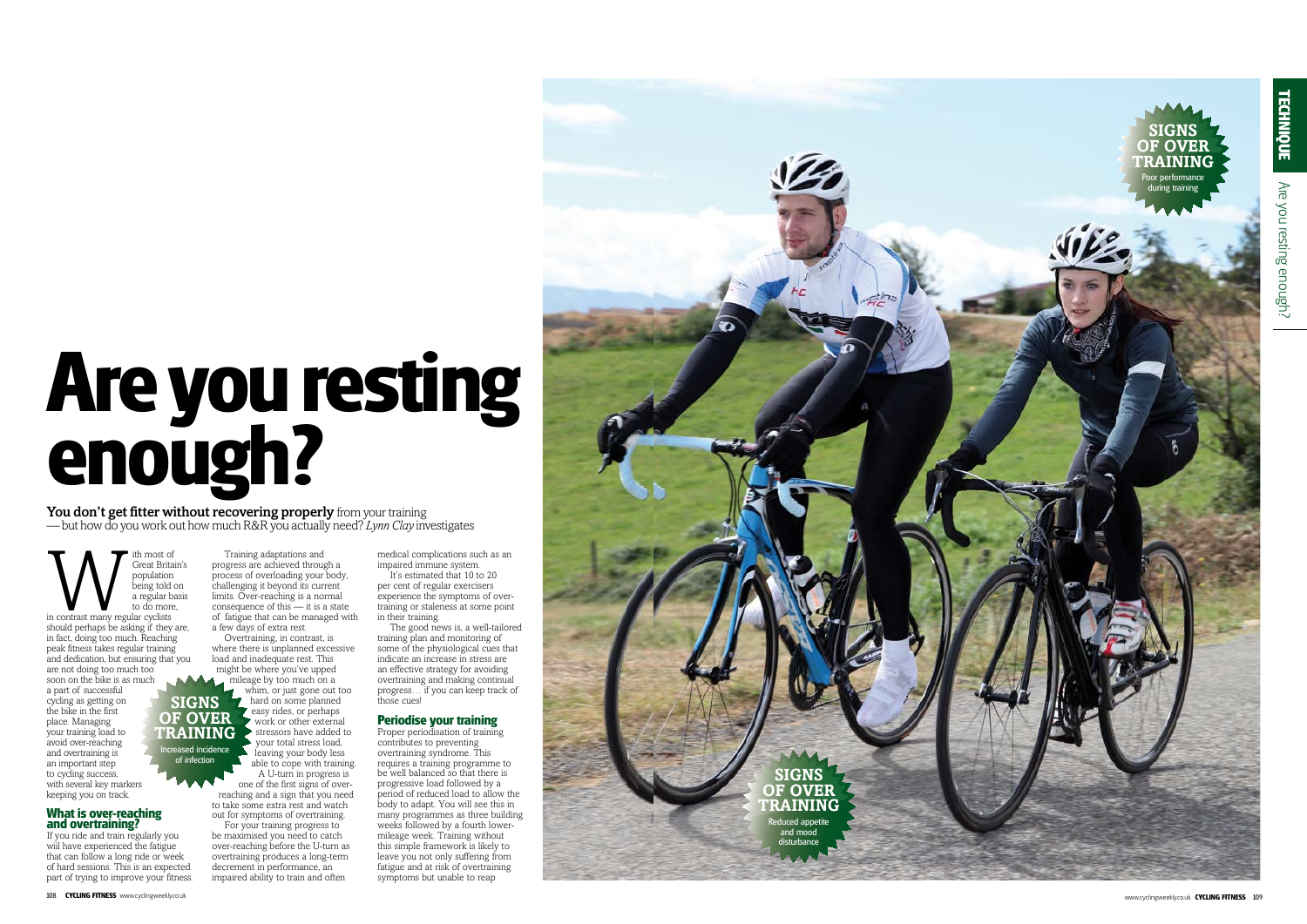# Are you resting enough?

**You don't get fitter without recovering properly** from your training — but how do you work out how much R&R you actually need? *Lynn Clay* investigates

With most of Great Britain's population being told on a regular basis to do more, in contrast many regular cyclists should perhaps be asking if they are, in fact, doing too much. Reaching peak fitness takes regular training and dedication, but ensuring that you are not doing too much too soon on the bike is as much a part of successful cycling as getting on the bike in the first place. Managing your training load to avoid over-reaching and overtraining is an important step to cycling success, with several key markers keeping you on track.

## What is over-reaching and overtraining?

If you ride and train regularly you will have experienced the fatigue that can follow a long ride or week of hard sessions. This is an expected part of trying to improve your fitness.

Training adaptations and progress are achieved through a process of overloading your body, challenging it beyond its current limits. Over-reaching is a normal consequence of this — it is a state of fatigue that can be managed with a few days of extra rest.

Overtraining, in contrast, is where there is unplanned excessive load and inadequate rest. This might be where you've upped mileage by too much on a whim, or just gone out too hard on some planned easy rides, or perhaps work or other external stressors have added to your total stress load, leaving your body less able to cope with training.

A U-turn in progress is one of the first signs of over-reaching and a sign that you need to take some extra rest and watch out for symptoms of overtraining.

For your training progress to be maximised you need to catch over-reaching before the U-turn as overtraining produces a long-term decrement in performance, an impaired ability to train and often medical complications such as an impaired immune system.

It's estimated that 10 to 20 per cent of regular exercisers experience the symptoms of overtraining or staleness at some point in their training.

The good news is, a well-tailored training plan and monitoring of some of the physiological cues that indicate an increase in stress are an effective strategy for avoiding overtraining and making continual progress… if you can keep track of those cues!

## Periodise your training

Proper periodisation of training contributes to preventing overtraining syndrome. This requires a training programme to be well balanced so that there is progressive load followed by a period of reduced load to allow the body to adapt. You will see this in many programmes as three building weeks followed by a fourth lower-mileage week. Training without this simple framework is likely to leave you not only suffering from fatigue and at risk of overtraining symptoms but unable to reap

**SIGNS OF OVER TRAINING**
Increased incidence of infection

**SIGNS OF OVER TRAINING**
Poor performance during training

**SIGNS OF OVER TRAINING**
Reduced appetite and mood disturbance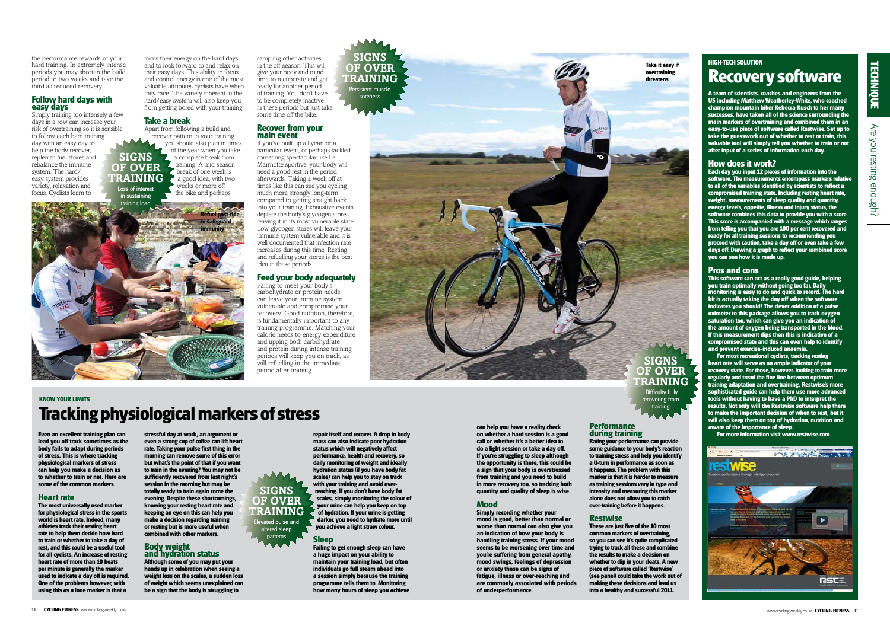the performance rewards of your hard training. In extremely intense periods you may shorten the build period to two weeks and take the third as reduced recovery.

## Follow hard days with easy days

Simply training too intensely a few days in a row can increase your risk of overtraining so it is sensible to follow each hard training day with an easy day to help the body recover, replenish fuel stores and rebalance the immune system. The hard/easy system provides variety, relaxation and focus. Cyclists learn to focus their energy on the hard days and to look forward to and relax on their easy days. This ability to focus and control energy is one of the most valuable attributes cyclists have when they race. The variety inherent in the hard/easy system will also keep you from getting bored with your training.

## Take a break

Apart from following a build and recover pattern in your training you should also plan in times of the year when you take a complete break from training. A mid-season break of one week is a good idea, with two weeks or more off the bike and perhaps sampling other activities in the off-season. This will give your body and mind time to recuperate and get ready for another period of training. You don't have to be completely inactive in these periods but just take some time off the bike.

**SIGNS OF OVER TRAINING**
Loss of interest in sustaining training load

Refuel post-ride to safeguard immunity

## Recover from your main event

If you've built up all year for a particular event, or perhaps tackled something spectacular like La Marmotte sportive, your body will need a good rest in the period afterwards. Taking a week off at times like this can see you cycling much more strongly long-term compared to getting straight back into your training. Exhaustive events deplete the body's glycogen stores, leaving it in its most vulnerable state. Low glycogen stores will leave your immune system vulnerable and it is well documented that infection rate increases during this time. Resting and refuelling your stores is the best idea in these periods.

## Feed your body adequately

Failing to meet your body's carbohydrate or protein needs can leave your immune system vulnerable and compromise your recovery. Good nutrition, therefore, is fundamentally important to any training programme. Matching your calorie needs to energy expenditure and upping both carbohydrate and protein during intense training periods will keep you on track, as will refuelling in the immediate period after training.

**SIGNS OF OVER TRAINING**
Persistent muscle soreness

Take it easy if overtraining threatens

**SIGNS OF OVER TRAINING**
Difficulty fully recovering from training

KNOW YOUR LIMITS

# Tracking physiological markers of stress

**Even an excellent training plan can lead you off track sometimes as the body fails to adapt during periods of stress. This is where tracking physiological markers of stress can help you make a decision as to whether to train or not. Here are some of the common markers.**

## Heart rate

**The most universally used marker for physiological stress in the sports world is heart rate. Indeed, many athletes track their resting heart rate to help them decide how hard to train or whether to take a day of rest, and this could be a useful tool for all cyclists. An increase of resting heart rate of more than 10 beats per minute is generally the marker used to indicate a day off is required. One of the problems however, with using this as a lone marker is that a stressful day at work, an argument or even a strong cup of coffee can lift heart rate. Taking your pulse first thing in the morning can remove some of this error but what's the point of that if you want to train in the evening? You may not be sufficiently recovered from last night's session in the morning but may be totally ready to train again come the evening. Despite these shortcomings, knowing your resting heart rate and keeping an eye on this can help you make a decision regarding training or resting but is more useful when combined with other markers.**

## Body weight and hydration status

**Although some of you may put your hands up in celebration when seeing a weight loss on the scales, a sudden loss of weight which seems unexplained can be a sign that the body is struggling to repair itself and recover. A drop in body mass can also indicate poor hydration status which will negatively affect performance, health and recovery, so daily monitoring of weight and ideally hydration status (if you have body fat scales) can help you to stay on track with your training and avoid over-reaching. If you don't have body fat scales, simply monitoring the colour of your urine can help you keep on top of hydration. If your urine is getting darker, you need to hydrate more until you achieve a light straw colour.**

**SIGNS OF OVER TRAINING**
Elevated pulse and altered sleep patterns

## Sleep

**Failing to get enough sleep can have a huge impact on your ability to maintain your training load, but often individuals go full steam ahead into a session simply because the training programme tells them to. Monitoring how many hours of sleep you achieve can help you have a reality check on whether a hard session is a good call or whether it's a better idea to do a light session or take a day off. If you're struggling to sleep although the opportunity is there, this could be a sign that your body is overstressed from training and you need to build in more recovery too, so tracking both quantity and quality of sleep is wise.**

## Mood

**Simply recording whether your mood is good, better than normal or worse than normal can also give you an indication of how your body is handling training stress. If your mood seems to be worsening over time and you're suffering from general apathy, mood swings, feelings of depression or anxiety these can be signs of fatigue, illness or over-reaching and are commonly associated with periods of underperformance.**

## Performance during training

**Rating your performance can provide some guidance to your body's reaction to training stress and help you identify a U-turn in performance as soon as it happens. The problem with this marker is that it is harder to measure as training sessions vary in type and intensity and measuring this marker alone does not allow you to catch over-training before it happens.**

## Restwise

**These are just five of the 10 most common markers of overtraining, so you can see it's quite complicated trying to track all these and combine the results to make a decision on whether to clip in your cleats. A new piece of software called 'Restwise' (see panel) could take the work out of making these decisions and lead us into a healthy and successful 2011.**

HIGH-TECH SOLUTION

# Recovery software

**A team of scientists, coaches and engineers from the US including Matthew Weatherley-White, who coached champion mountain biker Rebecca Rusch to her many successes, have taken all of the science surrounding the main markers of overtraining and combined them in an easy-to-use piece of software called Restwise. Set up to take the guesswork out of whether to rest or train, this valuable tool will simply tell you whether to train or not after input of a series of information each day.**

## How does it work?

**Each day you input 12 pieces of information into the software. The measurements encompass markers relative to all of the variables identified by scientists to reflect a compromised training state. Including resting heart rate, weight, measurements of sleep quality and quantity, energy levels, appetite, illness and injury status, the softwares combines this data to provide you with a score. This score is accompanied with a message which ranges from telling you that you are 100 per cent recovered and ready for all training sessions to recommending you proceed with caution, take a day off or even take a few days off. Drawing a graph to reflect your combined score you can see how it is made up.**

## Pros and cons

**This software can act as a really good guide, helping you train optimally without going too far. Daily monitoring is easy to do and quick to record. The hard bit is actually taking the day off when the software indicates you should! The clever addition of a pulse oximeter to this package allows you to track oxygen saturation too, which can give you an indication of the amount of oxygen being transported in the blood. If this measurement dips then this is indicative of a compromised state and this can even help to identify and prevent exercise-induced anaemia.**

**For most recreational cyclists, tracking resting heart rate will serve as an ample indicator of your recovery state. For those, however, looking to train more regularly and tread the fine line between optimum training adaptation and overtraining, Restwise's more sophisticated guide can help them use more advanced tools without having to have a PhD to interpret the results. Not only will the Restwise software help them to make the important decision of when to rest, but it will also keep them on top of hydration, nutrition and aware of the importance of sleep.**

**For more information visit www.restwise.com.**